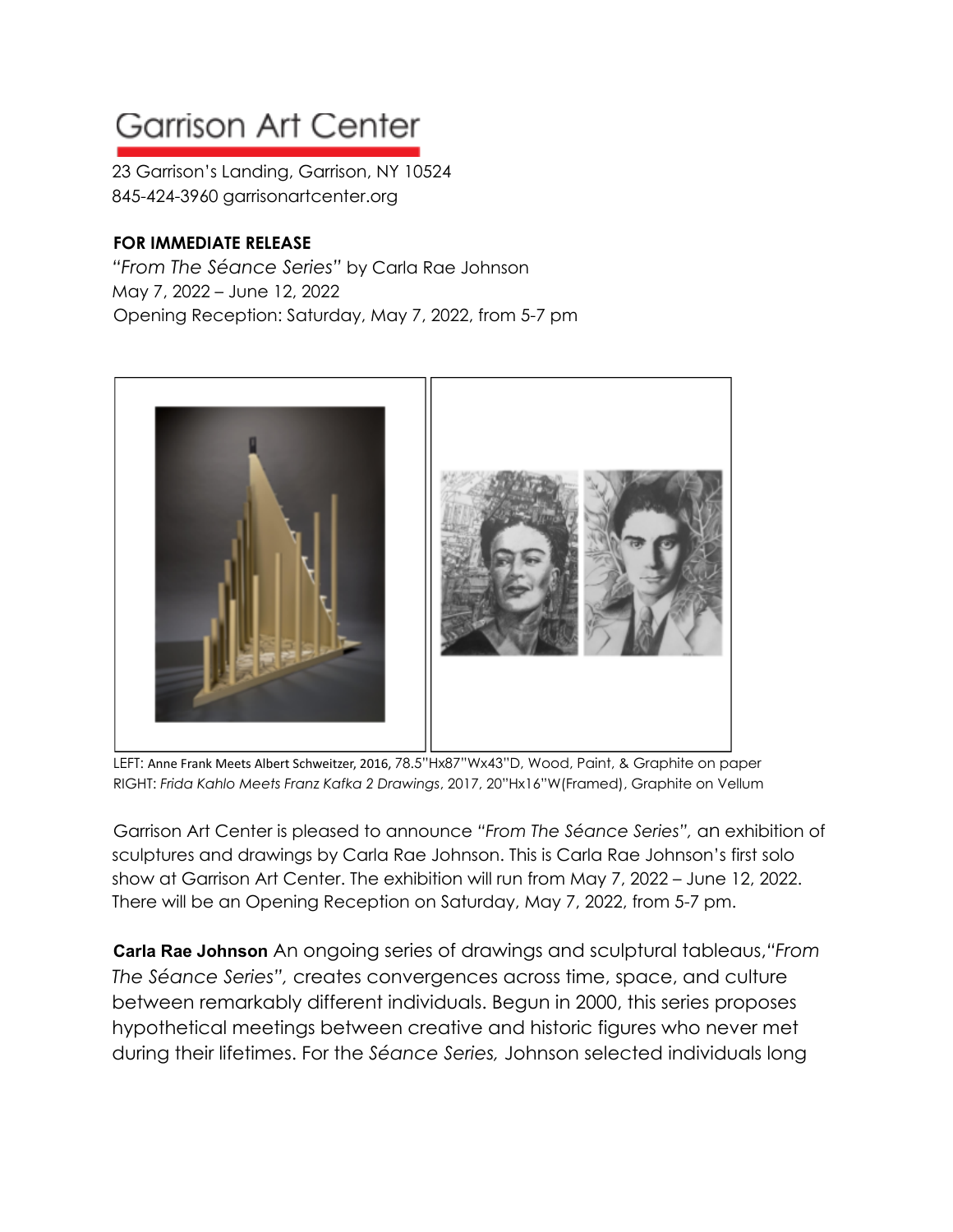# Garrison Art Center

23 Garrison's Landing, Garrison, NY 10524
845-424-3960 garrisonartcenter.org

**FOR IMMEDIATE RELEASE**
*"From The Séance Series"* by Carla Rae Johnson
May 7, 2022 – June 12, 2022
Opening Reception: Saturday, May 7, 2022, from 5-7 pm

LEFT: Anne Frank Meets Albert Schweitzer, 2016, 78.5"Hx87"Wx43"D, Wood, Paint, & Graphite on paper
RIGHT: *Frida Kahlo Meets Franz Kafka 2 Drawings*, 2017, 20"Hx16"W(Framed), Graphite on Vellum

Garrison Art Center is pleased to announce *"From The Séance Series"*, an exhibition of sculptures and drawings by Carla Rae Johnson. This is Carla Rae Johnson's first solo show at Garrison Art Center. The exhibition will run from May 7, 2022 – June 12, 2022. There will be an Opening Reception on Saturday, May 7, 2022, from 5-7 pm.

**Carla Rae Johnson** An ongoing series of drawings and sculptural tableaus,*"From The Séance Series"*, creates convergences across time, space, and culture between remarkably different individuals. Begun in 2000, this series proposes hypothetical meetings between creative and historic figures who never met during their lifetimes. For the *Séance Series*, Johnson selected individuals long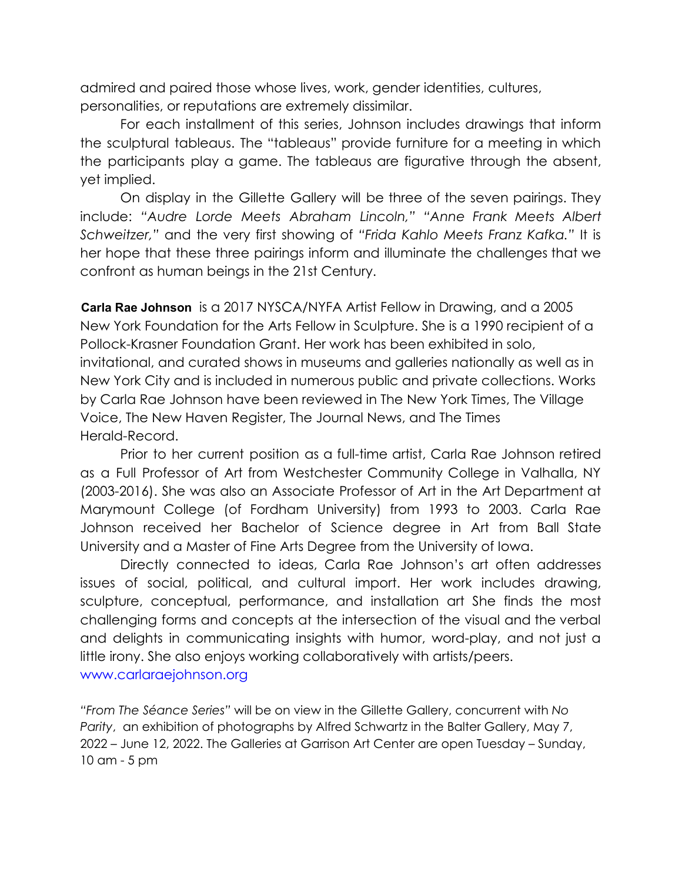admired and paired those whose lives, work, gender identities, cultures, personalities, or reputations are extremely dissimilar.

For each installment of this series, Johnson includes drawings that inform the sculptural tableaus. The "tableaus" provide furniture for a meeting in which the participants play a game. The tableaus are figurative through the absent, yet implied.

On display in the Gillette Gallery will be three of the seven pairings. They include: *"Audre Lorde Meets Abraham Lincoln," "Anne Frank Meets Albert Schweitzer,"* and the very first showing of *"Frida Kahlo Meets Franz Kafka."* It is her hope that these three pairings inform and illuminate the challenges that we confront as human beings in the 21st Century.

**Carla Rae Johnson** is a 2017 NYSCA/NYFA Artist Fellow in Drawing, and a 2005 New York Foundation for the Arts Fellow in Sculpture. She is a 1990 recipient of a Pollock-Krasner Foundation Grant. Her work has been exhibited in solo, invitational, and curated shows in museums and galleries nationally as well as in New York City and is included in numerous public and private collections. Works by Carla Rae Johnson have been reviewed in The New York Times, The Village Voice, The New Haven Register, The Journal News, and The Times Herald-Record.

Prior to her current position as a full-time artist, Carla Rae Johnson retired as a Full Professor of Art from Westchester Community College in Valhalla, NY (2003-2016). She was also an Associate Professor of Art in the Art Department at Marymount College (of Fordham University) from 1993 to 2003. Carla Rae Johnson received her Bachelor of Science degree in Art from Ball State University and a Master of Fine Arts Degree from the University of Iowa.

Directly connected to ideas, Carla Rae Johnson's art often addresses issues of social, political, and cultural import. Her work includes drawing, sculpture, conceptual, performance, and installation art She finds the most challenging forms and concepts at the intersection of the visual and the verbal and delights in communicating insights with humor, word-play, and not just a little irony. She also enjoys working collaboratively with artists/peers.
www.carlaraejohnson.org

*"From The Séance Series"* will be on view in the Gillette Gallery, concurrent with *No Parity*, an exhibition of photographs by Alfred Schwartz in the Balter Gallery, May 7, 2022 – June 12, 2022. The Galleries at Garrison Art Center are open Tuesday – Sunday, 10 am - 5 pm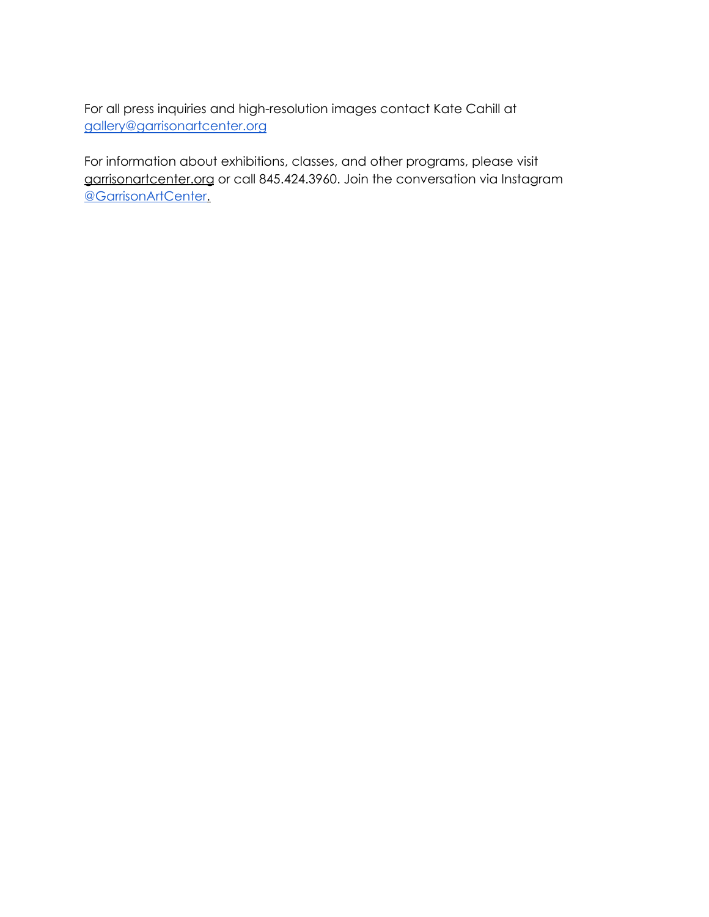For all press inquiries and high-resolution images contact Kate Cahill at gallery@garrisonartcenter.org

For information about exhibitions, classes, and other programs, please visit garrisonartcenter.org or call 845.424.3960. Join the conversation via Instagram @GarrisonArtCenter.